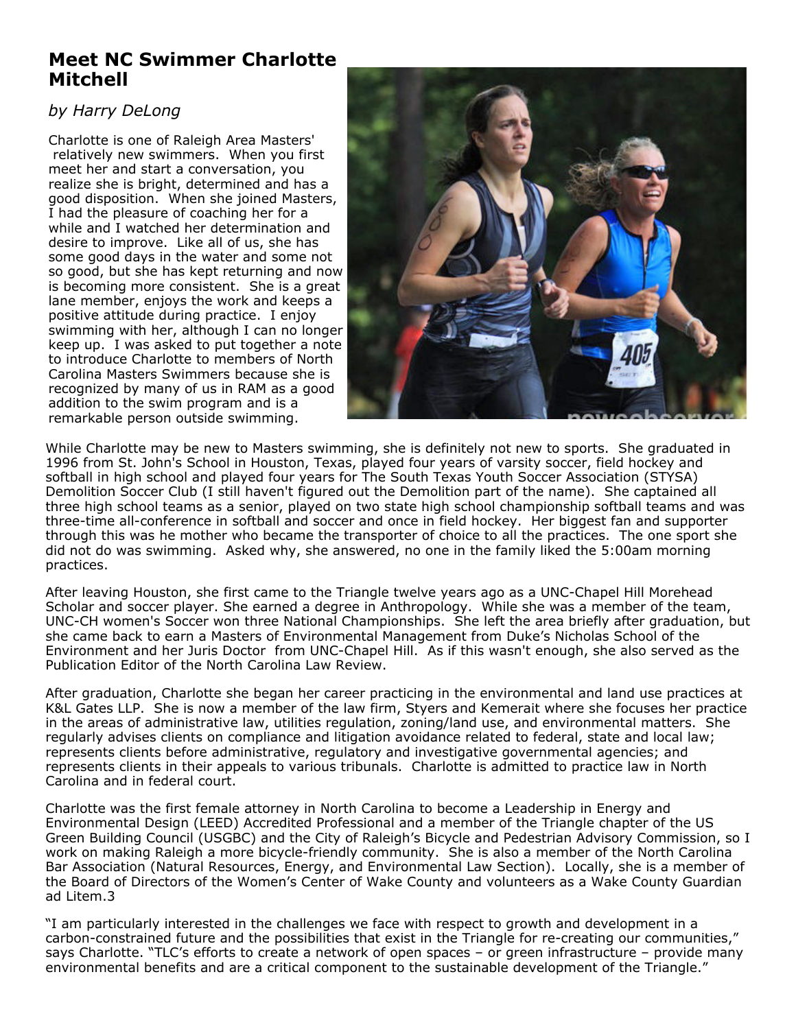# Meet NC Swimmer Charlotte Mitchell

*by Harry DeLong*

Charlotte is one of Raleigh Area Masters' relatively new swimmers. When you first meet her and start a conversation, you realize she is bright, determined and has a good disposition. When she joined Masters, I had the pleasure of coaching her for a while and I watched her determination and desire to improve. Like all of us, she has some good days in the water and some not so good, but she has kept returning and now is becoming more consistent. She is a great lane member, enjoys the work and keeps a positive attitude during practice. I enjoy swimming with her, although I can no longer keep up. I was asked to put together a note to introduce Charlotte to members of North Carolina Masters Swimmers because she is recognized by many of us in RAM as a good addition to the swim program and is a remarkable person outside swimming.

While Charlotte may be new to Masters swimming, she is definitely not new to sports. She graduated in 1996 from St. John's School in Houston, Texas, played four years of varsity soccer, field hockey and softball in high school and played four years for The South Texas Youth Soccer Association (STYSA) Demolition Soccer Club (I still haven't figured out the Demolition part of the name). She captained all three high school teams as a senior, played on two state high school championship softball teams and was three-time all-conference in softball and soccer and once in field hockey. Her biggest fan and supporter through this was he mother who became the transporter of choice to all the practices. The one sport she did not do was swimming. Asked why, she answered, no one in the family liked the 5:00am morning practices.

After leaving Houston, she first came to the Triangle twelve years ago as a UNC-Chapel Hill Morehead Scholar and soccer player. She earned a degree in Anthropology. While she was a member of the team, UNC-CH women's Soccer won three National Championships. She left the area briefly after graduation, but she came back to earn a Masters of Environmental Management from Duke's Nicholas School of the Environment and her Juris Doctor from UNC-Chapel Hill. As if this wasn't enough, she also served as the Publication Editor of the North Carolina Law Review.

After graduation, Charlotte she began her career practicing in the environmental and land use practices at K&L Gates LLP. She is now a member of the law firm, Styers and Kemerait where she focuses her practice in the areas of administrative law, utilities regulation, zoning/land use, and environmental matters. She regularly advises clients on compliance and litigation avoidance related to federal, state and local law; represents clients before administrative, regulatory and investigative governmental agencies; and represents clients in their appeals to various tribunals. Charlotte is admitted to practice law in North Carolina and in federal court.

Charlotte was the first female attorney in North Carolina to become a Leadership in Energy and Environmental Design (LEED) Accredited Professional and a member of the Triangle chapter of the US Green Building Council (USGBC) and the City of Raleigh's Bicycle and Pedestrian Advisory Commission, so I work on making Raleigh a more bicycle-friendly community. She is also a member of the North Carolina Bar Association (Natural Resources, Energy, and Environmental Law Section). Locally, she is a member of the Board of Directors of the Women's Center of Wake County and volunteers as a Wake County Guardian ad Litem.3

"I am particularly interested in the challenges we face with respect to growth and development in a carbon-constrained future and the possibilities that exist in the Triangle for re-creating our communities," says Charlotte. "TLC's efforts to create a network of open spaces – or green infrastructure – provide many environmental benefits and are a critical component to the sustainable development of the Triangle."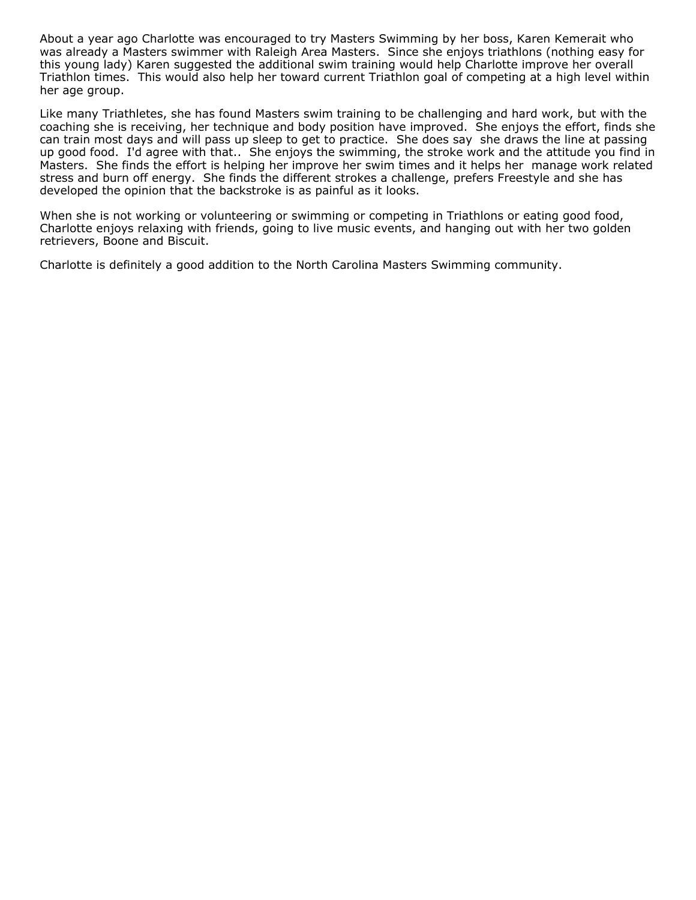About a year ago Charlotte was encouraged to try Masters Swimming by her boss, Karen Kemerait who was already a Masters swimmer with Raleigh Area Masters. Since she enjoys triathlons (nothing easy for this young lady) Karen suggested the additional swim training would help Charlotte improve her overall Triathlon times. This would also help her toward current Triathlon goal of competing at a high level within her age group.

Like many Triathletes, she has found Masters swim training to be challenging and hard work, but with the coaching she is receiving, her technique and body position have improved. She enjoys the effort, finds she can train most days and will pass up sleep to get to practice. She does say she draws the line at passing up good food. I'd agree with that.. She enjoys the swimming, the stroke work and the attitude you find in Masters. She finds the effort is helping her improve her swim times and it helps her manage work related stress and burn off energy. She finds the different strokes a challenge, prefers Freestyle and she has developed the opinion that the backstroke is as painful as it looks.

When she is not working or volunteering or swimming or competing in Triathlons or eating good food, Charlotte enjoys relaxing with friends, going to live music events, and hanging out with her two golden retrievers, Boone and Biscuit.

Charlotte is definitely a good addition to the North Carolina Masters Swimming community.